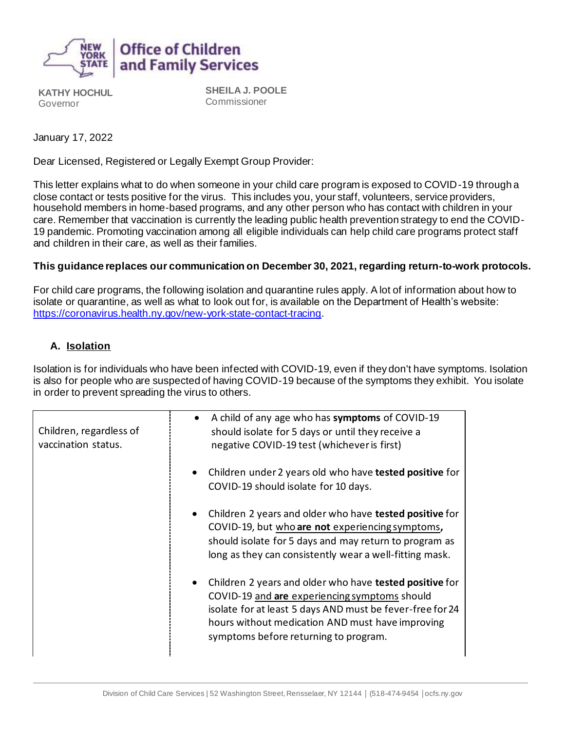**Office of Children and Family Services**

**KATHY HOCHUL**
Governor

**SHEILA J. POOLE**
Commissioner

January 17, 2022

Dear Licensed, Registered or Legally Exempt Group Provider:

This letter explains what to do when someone in your child care program is exposed to COVID-19 through a close contact or tests positive for the virus. This includes you, your staff, volunteers, service providers, household members in home-based programs, and any other person who has contact with children in your care. Remember that vaccination is currently the leading public health prevention strategy to end the COVID-19 pandemic. Promoting vaccination among all eligible individuals can help child care programs protect staff and children in their care, as well as their families.

**This guidance replaces our communication on December 30, 2021, regarding return-to-work protocols.**

For child care programs, the following isolation and quarantine rules apply. A lot of information about how to isolate or quarantine, as well as what to look out for, is available on the Department of Health's website: https://coronavirus.health.ny.gov/new-york-state-contact-tracing.

## A. Isolation

Isolation is for individuals who have been infected with COVID-19, even if they don't have symptoms. Isolation is also for people who are suspected of having COVID-19 because of the symptoms they exhibit. You isolate in order to prevent spreading the virus to others.

| | |
|---|---|
| Children, regardless of vaccination status. | • A child of any age who has **symptoms** of COVID-19 should isolate for 5 days or until they receive a negative COVID-19 test (whichever is first)<br><br>• Children under 2 years old who have **tested positive** for COVID-19 should isolate for 10 days.<br><br>• Children 2 years and older who have **tested positive** for COVID-19, but who **are not** experiencing symptoms**,** should isolate for 5 days and may return to program as long as they can consistently wear a well-fitting mask.<br><br>• Children 2 years and older who have **tested positive** for COVID-19 and **are** experiencing symptoms should isolate for at least 5 days AND must be fever-free for 24 hours without medication AND must have improving symptoms before returning to program. |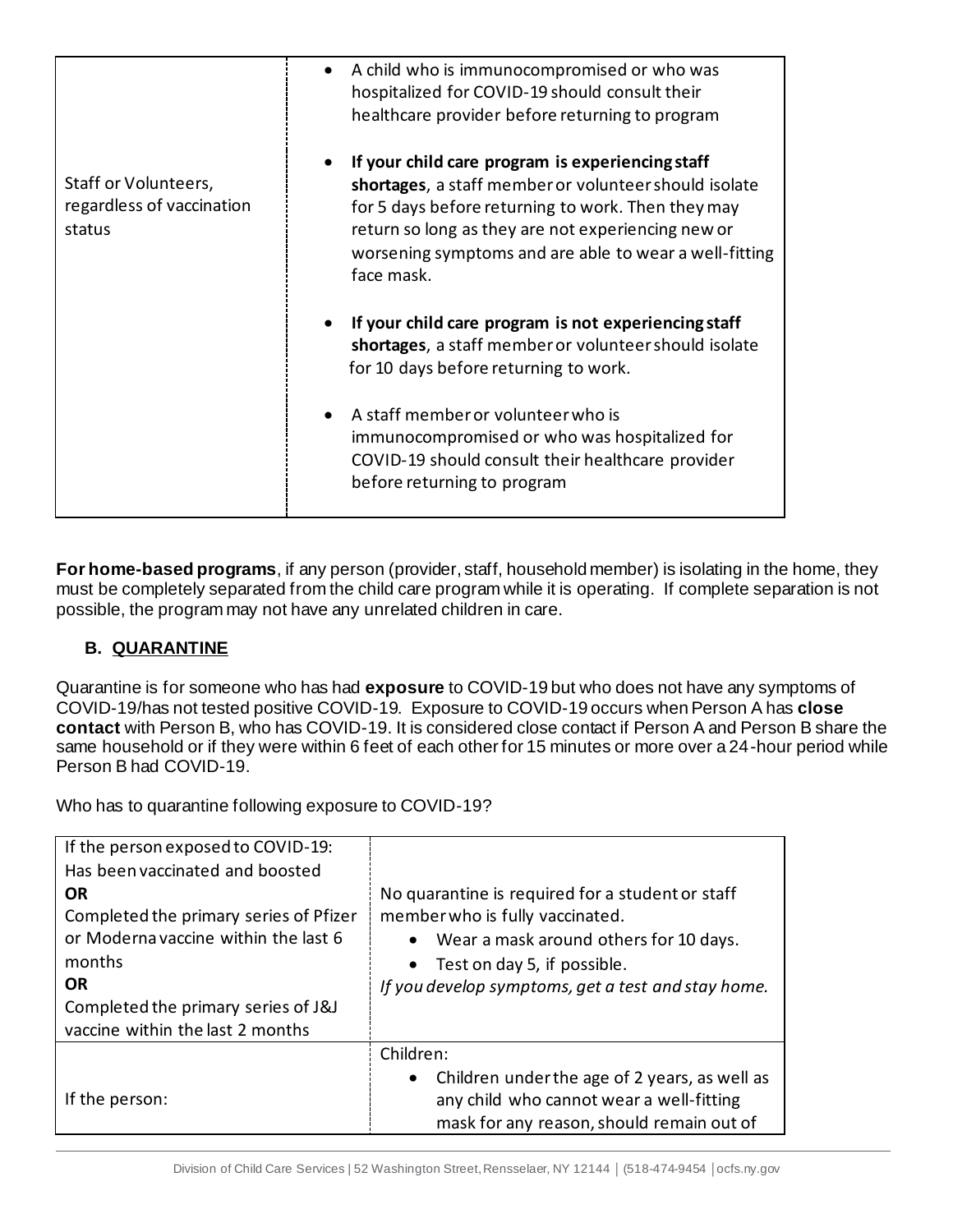|  |  |
|---|---|
|  | • A child who is immunocompromised or who was hospitalized for COVID-19 should consult their healthcare provider before returning to program |
| Staff or Volunteers, regardless of vaccination status | • **If your child care program is experiencing staff shortages**, a staff member or volunteer should isolate for 5 days before returning to work. Then they may return so long as they are not experiencing new or worsening symptoms and are able to wear a well-fitting face mask.<br><br>• **If your child care program is not experiencing staff shortages**, a staff member or volunteer should isolate for 10 days before returning to work.<br><br>• A staff member or volunteer who is immunocompromised or who was hospitalized for COVID-19 should consult their healthcare provider before returning to program |

**For home-based programs**, if any person (provider, staff, household member) is isolating in the home, they must be completely separated from the child care program while it is operating. If complete separation is not possible, the program may not have any unrelated children in care.

### B. QUARANTINE

Quarantine is for someone who has had **exposure** to COVID-19 but who does not have any symptoms of COVID-19/has not tested positive COVID-19. Exposure to COVID-19 occurs when Person A has **close contact** with Person B, who has COVID-19. It is considered close contact if Person A and Person B share the same household or if they were within 6 feet of each other for 15 minutes or more over a 24-hour period while Person B had COVID-19.

Who has to quarantine following exposure to COVID-19?

|  |  |
|---|---|
| If the person exposed to COVID-19:<br>Has been vaccinated and boosted<br>**OR**<br>Completed the primary series of Pfizer or Moderna vaccine within the last 6 months<br>**OR**<br>Completed the primary series of J&J vaccine within the last 2 months | No quarantine is required for a student or staff member who is fully vaccinated.<br>• Wear a mask around others for 10 days.<br>• Test on day 5, if possible.<br>*If you develop symptoms, get a test and stay home.* |
| If the person: | Children:<br>• Children under the age of 2 years, as well as any child who cannot wear a well-fitting mask for any reason, should remain out of |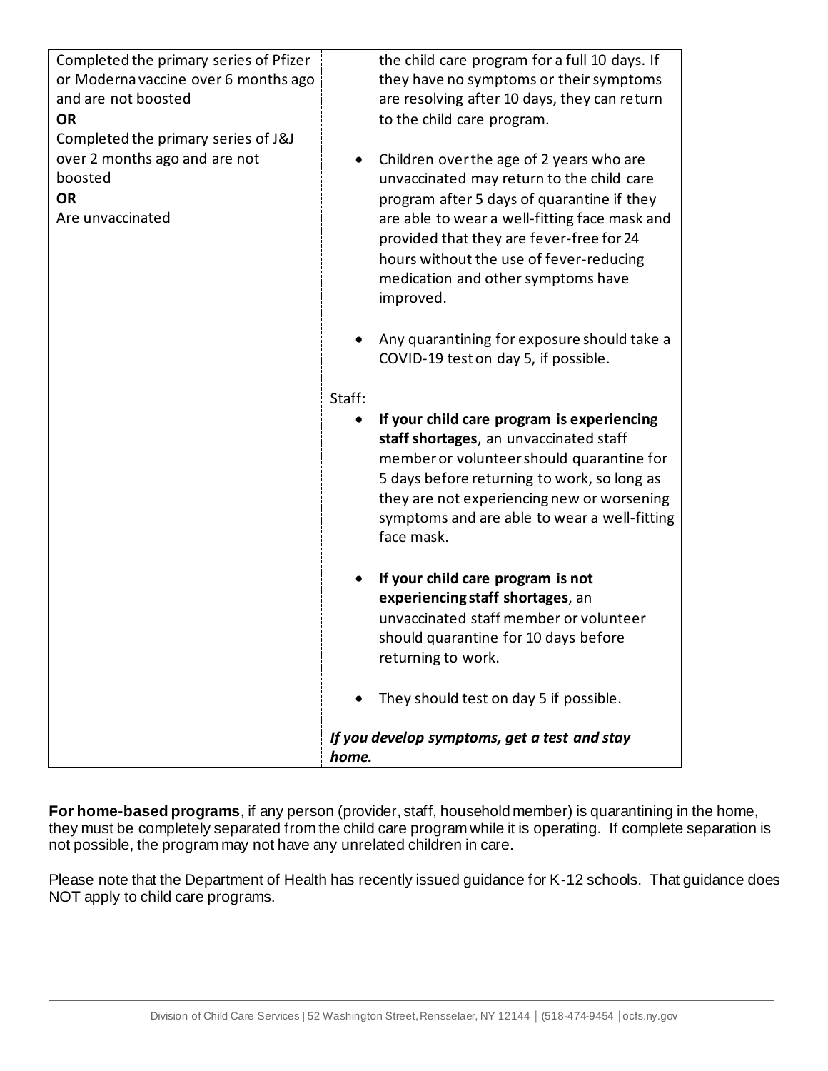| | |
|---|---|
| Completed the primary series of Pfizer or Moderna vaccine over 6 months ago and are not boosted<br>**OR**<br>Completed the primary series of J&J over 2 months ago and are not boosted<br>**OR**<br>Are unvaccinated | the child care program for a full 10 days. If they have no symptoms or their symptoms are resolving after 10 days, they can return to the child care program.<br><br>• Children over the age of 2 years who are unvaccinated may return to the child care program after 5 days of quarantine if they are able to wear a well-fitting face mask and provided that they are fever-free for 24 hours without the use of fever-reducing medication and other symptoms have improved.<br><br>• Any quarantining for exposure should take a COVID-19 test on day 5, if possible.<br><br>Staff:<br>• **If your child care program is experiencing staff shortages**, an unvaccinated staff member or volunteer should quarantine for 5 days before returning to work, so long as they are not experiencing new or worsening symptoms and are able to wear a well-fitting face mask.<br><br>• **If your child care program is not experiencing staff shortages**, an unvaccinated staff member or volunteer should quarantine for 10 days before returning to work.<br><br>• They should test on day 5 if possible.<br><br>***If you develop symptoms, get a test and stay home.*** |

**For home-based programs**, if any person (provider, staff, household member) is quarantining in the home, they must be completely separated from the child care program while it is operating. If complete separation is not possible, the program may not have any unrelated children in care.

Please note that the Department of Health has recently issued guidance for K-12 schools. That guidance does NOT apply to child care programs.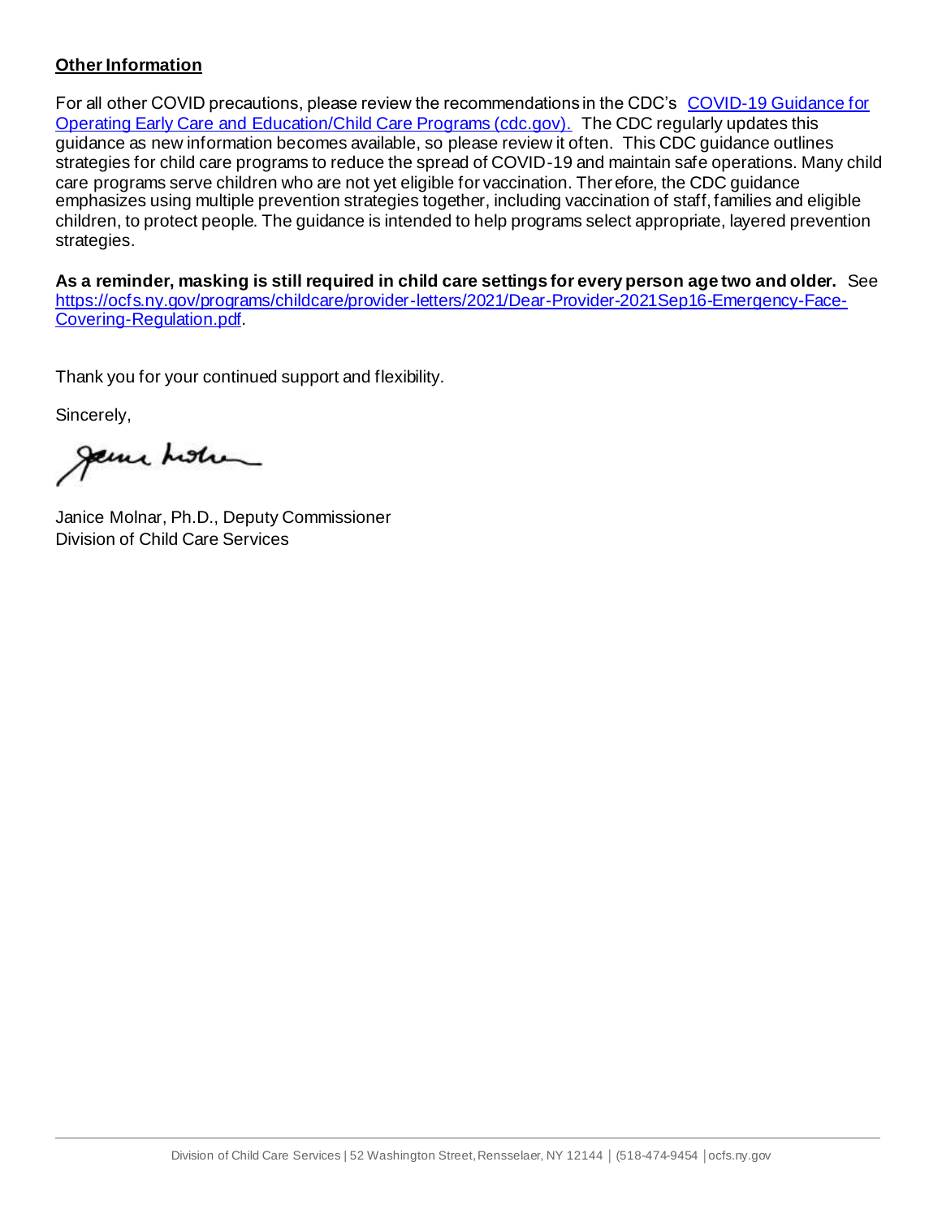**Other Information**

For all other COVID precautions, please review the recommendations in the CDC's [COVID-19 Guidance for Operating Early Care and Education/Child Care Programs (cdc.gov).](https://www.cdc.gov) The CDC regularly updates this guidance as new information becomes available, so please review it often. This CDC guidance outlines strategies for child care programs to reduce the spread of COVID-19 and maintain safe operations. Many child care programs serve children who are not yet eligible for vaccination. Therefore, the CDC guidance emphasizes using multiple prevention strategies together, including vaccination of staff, families and eligible children, to protect people. The guidance is intended to help programs select appropriate, layered prevention strategies.

**As a reminder, masking is still required in child care settings for every person age two and older.** See [https://ocfs.ny.gov/programs/childcare/provider-letters/2021/Dear-Provider-2021Sep16-Emergency-Face-Covering-Regulation.pdf](https://ocfs.ny.gov/programs/childcare/provider-letters/2021/Dear-Provider-2021Sep16-Emergency-Face-Covering-Regulation.pdf).

Thank you for your continued support and flexibility.

Sincerely,

Janice Molnar, Ph.D., Deputy Commissioner
Division of Child Care Services

Division of Child Care Services | 52 Washington Street, Rensselaer, NY 12144 | (518-474-9454 | ocfs.ny.gov